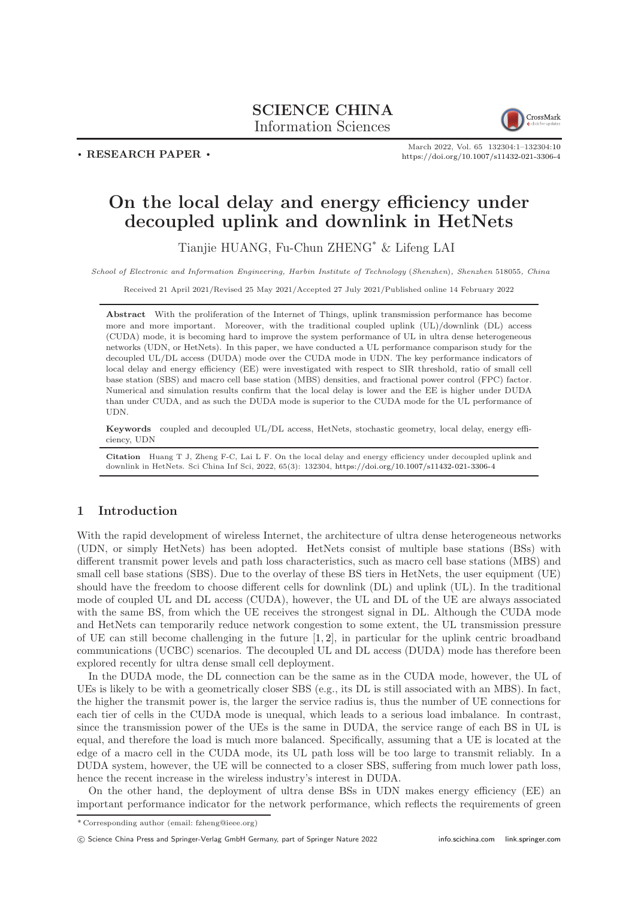**SCIENCE CHINA**
Information Sciences

• RESEARCH PAPER •

# On the local delay and energy efficiency under decoupled uplink and downlink in HetNets

Tianjie HUANG, Fu-Chun ZHENG* & Lifeng LAI

*School of Electronic and Information Engineering, Harbin Institute of Technology (Shenzhen), Shenzhen 518055, China*

Received 21 April 2021/Revised 25 May 2021/Accepted 27 July 2021/Published online 14 February 2022

**Abstract** With the proliferation of the Internet of Things, uplink transmission performance has become more and more important. Moreover, with the traditional coupled uplink (UL)/downlink (DL) access (CUDA) mode, it is becoming hard to improve the system performance of UL in ultra dense heterogeneous networks (UDN, or HetNets). In this paper, we have conducted a UL performance comparison study for the decoupled UL/DL access (DUDA) mode over the CUDA mode in UDN. The key performance indicators of local delay and energy efficiency (EE) were investigated with respect to SIR threshold, ratio of small cell base station (SBS) and macro cell base station (MBS) densities, and fractional power control (FPC) factor. Numerical and simulation results confirm that the local delay is lower and the EE is higher under DUDA than under CUDA, and as such the DUDA mode is superior to the CUDA mode for the UL performance of UDN.

**Keywords** coupled and decoupled UL/DL access, HetNets, stochastic geometry, local delay, energy efficiency, UDN

**Citation** Huang T J, Zheng F-C, Lai L F. On the local delay and energy efficiency under decoupled uplink and downlink in HetNets. Sci China Inf Sci, 2022, 65(3): 132304, https://doi.org/10.1007/s11432-021-3306-4

## 1 Introduction

With the rapid development of wireless Internet, the architecture of ultra dense heterogeneous networks (UDN, or simply HetNets) has been adopted. HetNets consist of multiple base stations (BSs) with different transmit power levels and path loss characteristics, such as macro cell base stations (MBS) and small cell base stations (SBS). Due to the overlay of these BS tiers in HetNets, the user equipment (UE) should have the freedom to choose different cells for downlink (DL) and uplink (UL). In the traditional mode of coupled UL and DL access (CUDA), however, the UL and DL of the UE are always associated with the same BS, from which the UE receives the strongest signal in DL. Although the CUDA mode and HetNets can temporarily reduce network congestion to some extent, the UL transmission pressure of UE can still become challenging in the future [1, 2], in particular for the uplink centric broadband communications (UCBC) scenarios. The decoupled UL and DL access (DUDA) mode has therefore been explored recently for ultra dense small cell deployment.

In the DUDA mode, the DL connection can be the same as in the CUDA mode, however, the UL of UEs is likely to be with a geometrically closer SBS (e.g., its DL is still associated with an MBS). In fact, the higher the transmit power is, the larger the service radius is, thus the number of UE connections for each tier of cells in the CUDA mode is unequal, which leads to a serious load imbalance. In contrast, since the transmission power of the UEs is the same in DUDA, the service range of each BS in UL is equal, and therefore the load is much more balanced. Specifically, assuming that a UE is located at the edge of a macro cell in the CUDA mode, its UL path loss will be too large to transmit reliably. In a DUDA system, however, the UE will be connected to a closer SBS, suffering from much lower path loss, hence the recent increase in the wireless industry's interest in DUDA.

On the other hand, the deployment of ultra dense BSs in UDN makes energy efficiency (EE) an important performance indicator for the network performance, which reflects the requirements of green

---

\* Corresponding author (email: fzheng@ieee.org)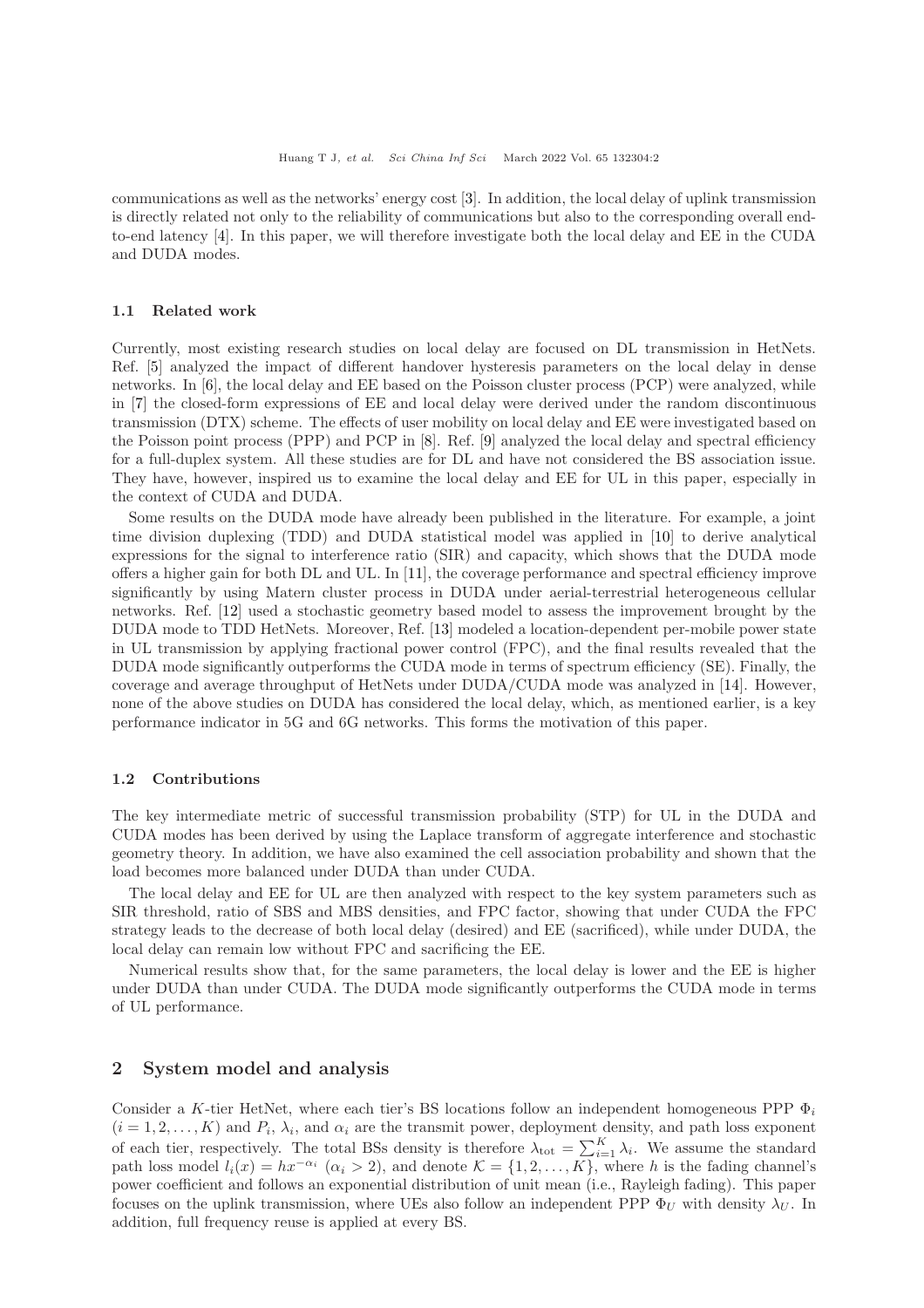communications as well as the networks' energy cost [3]. In addition, the local delay of uplink transmission is directly related not only to the reliability of communications but also to the corresponding overall end-to-end latency [4]. In this paper, we will therefore investigate both the local delay and EE in the CUDA and DUDA modes.

### 1.1 Related work

Currently, most existing research studies on local delay are focused on DL transmission in HetNets. Ref. [5] analyzed the impact of different handover hysteresis parameters on the local delay in dense networks. In [6], the local delay and EE based on the Poisson cluster process (PCP) were analyzed, while in [7] the closed-form expressions of EE and local delay were derived under the random discontinuous transmission (DTX) scheme. The effects of user mobility on local delay and EE were investigated based on the Poisson point process (PPP) and PCP in [8]. Ref. [9] analyzed the local delay and spectral efficiency for a full-duplex system. All these studies are for DL and have not considered the BS association issue. They have, however, inspired us to examine the local delay and EE for UL in this paper, especially in the context of CUDA and DUDA.

Some results on the DUDA mode have already been published in the literature. For example, a joint time division duplexing (TDD) and DUDA statistical model was applied in [10] to derive analytical expressions for the signal to interference ratio (SIR) and capacity, which shows that the DUDA mode offers a higher gain for both DL and UL. In [11], the coverage performance and spectral efficiency improve significantly by using Matern cluster process in DUDA under aerial-terrestrial heterogeneous cellular networks. Ref. [12] used a stochastic geometry based model to assess the improvement brought by the DUDA mode to TDD HetNets. Moreover, Ref. [13] modeled a location-dependent per-mobile power state in UL transmission by applying fractional power control (FPC), and the final results revealed that the DUDA mode significantly outperforms the CUDA mode in terms of spectrum efficiency (SE). Finally, the coverage and average throughput of HetNets under DUDA/CUDA mode was analyzed in [14]. However, none of the above studies on DUDA has considered the local delay, which, as mentioned earlier, is a key performance indicator in 5G and 6G networks. This forms the motivation of this paper.

### 1.2 Contributions

The key intermediate metric of successful transmission probability (STP) for UL in the DUDA and CUDA modes has been derived by using the Laplace transform of aggregate interference and stochastic geometry theory. In addition, we have also examined the cell association probability and shown that the load becomes more balanced under DUDA than under CUDA.

The local delay and EE for UL are then analyzed with respect to the key system parameters such as SIR threshold, ratio of SBS and MBS densities, and FPC factor, showing that under CUDA the FPC strategy leads to the decrease of both local delay (desired) and EE (sacrificed), while under DUDA, the local delay can remain low without FPC and sacrificing the EE.

Numerical results show that, for the same parameters, the local delay is lower and the EE is higher under DUDA than under CUDA. The DUDA mode significantly outperforms the CUDA mode in terms of UL performance.

## 2 System model and analysis

Consider a $K$-tier HetNet, where each tier's BS locations follow an independent homogeneous PPP $\Phi_i$ ($i = 1, 2, \ldots, K$) and $P_i$, $\lambda_i$, and $\alpha_i$ are the transmit power, deployment density, and path loss exponent of each tier, respectively. The total BSs density is therefore $\lambda_{\text{tot}} = \sum_{i=1}^{K} \lambda_i$. We assume the standard path loss model $l_i(x) = hx^{-\alpha_i}$ ($\alpha_i > 2$), and denote $\mathcal{K} = \{1, 2, \ldots, K\}$, where $h$ is the fading channel's power coefficient and follows an exponential distribution of unit mean (i.e., Rayleigh fading). This paper focuses on the uplink transmission, where UEs also follow an independent PPP $\Phi_U$ with density $\lambda_U$. In addition, full frequency reuse is applied at every BS.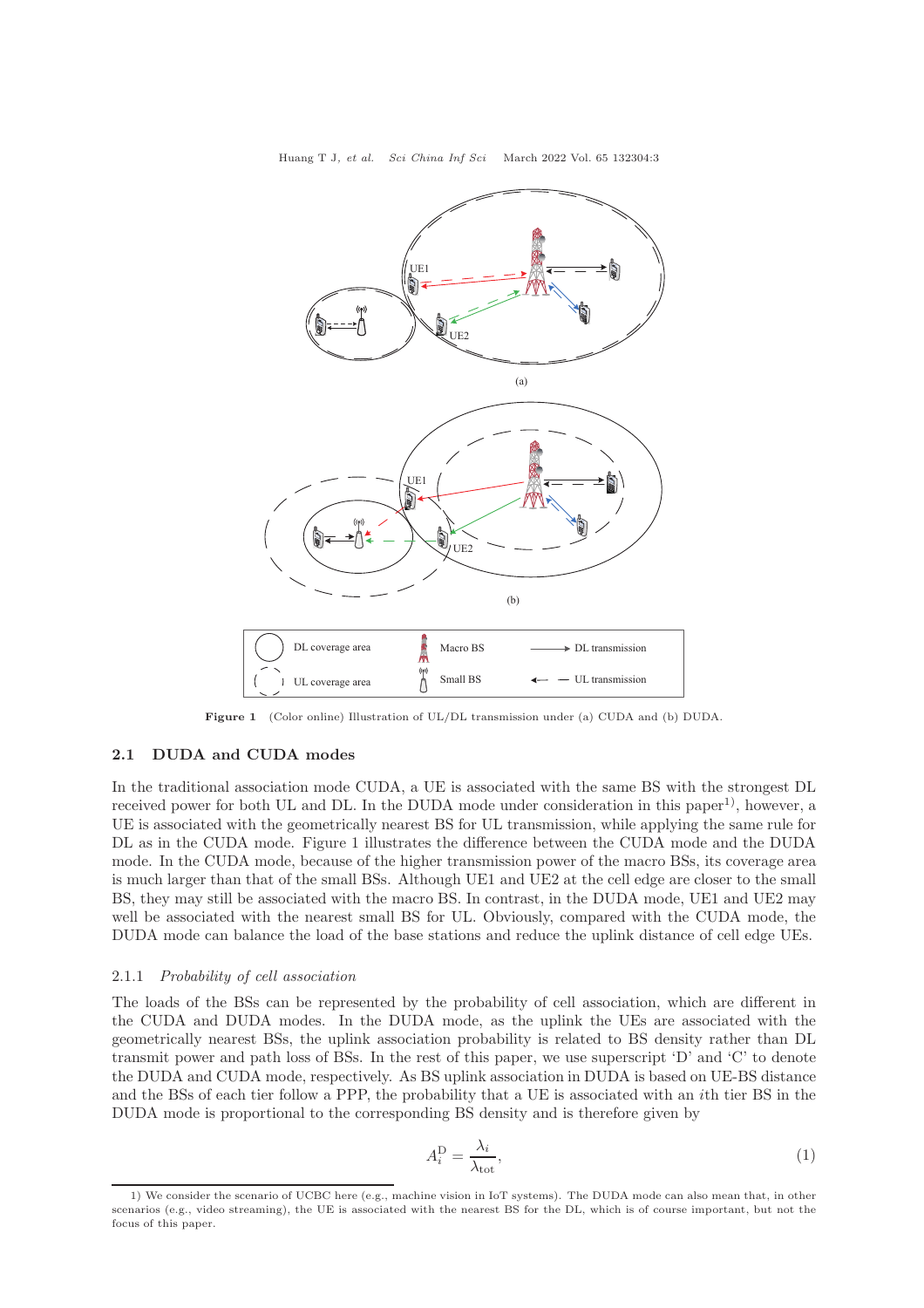Figure 1 (Color online) Illustration of UL/DL transmission under (a) CUDA and (b) DUDA.

### 2.1 DUDA and CUDA modes

In the traditional association mode CUDA, a UE is associated with the same BS with the strongest DL received power for both UL and DL. In the DUDA mode under consideration in this paper[1)], however, a UE is associated with the geometrically nearest BS for UL transmission, while applying the same rule for DL as in the CUDA mode. Figure 1 illustrates the difference between the CUDA mode and the DUDA mode. In the CUDA mode, because of the higher transmission power of the macro BSs, its coverage area is much larger than that of the small BSs. Although UE1 and UE2 at the cell edge are closer to the small BS, they may still be associated with the macro BS. In contrast, in the DUDA mode, UE1 and UE2 may well be associated with the nearest small BS for UL. Obviously, compared with the CUDA mode, the DUDA mode can balance the load of the base stations and reduce the uplink distance of cell edge UEs.

#### 2.1.1 *Probability of cell association*

The loads of the BSs can be represented by the probability of cell association, which are different in the CUDA and DUDA modes. In the DUDA mode, as the uplink the UEs are associated with the geometrically nearest BSs, the uplink association probability is related to BS density rather than DL transmit power and path loss of BSs. In the rest of this paper, we use superscript 'D' and 'C' to denote the DUDA and CUDA mode, respectively. As BS uplink association in DUDA is based on UE-BS distance and the BSs of each tier follow a PPP, the probability that a UE is associated with an $i$th tier BS in the DUDA mode is proportional to the corresponding BS density and is therefore given by

$$A_i^{\mathrm{D}} = \frac{\lambda_i}{\lambda_{\mathrm{tot}}}, \tag{1}$$

1) We consider the scenario of UCBC here (e.g., machine vision in IoT systems). The DUDA mode can also mean that, in other scenarios (e.g., video streaming), the UE is associated with the nearest BS for the DL, which is of course important, but not the focus of this paper.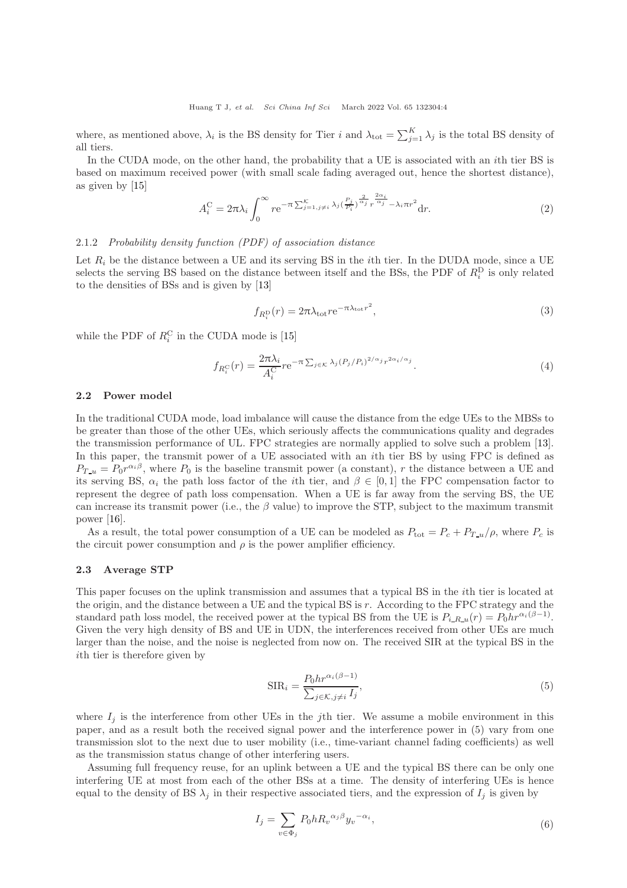where, as mentioned above, $\lambda_i$ is the BS density for Tier $i$ and $\lambda_{\text{tot}} = \sum_{j=1}^{K} \lambda_j$ is the total BS density of all tiers.

In the CUDA mode, on the other hand, the probability that a UE is associated with an $i$th tier BS is based on maximum received power (with small scale fading averaged out, hence the shortest distance), as given by [15]

$$A_i^{\text{C}} = 2\pi\lambda_i \int_0^{\infty} r \mathrm{e}^{-\pi \sum_{j=1, j\neq i}^{\mathcal{K}} \lambda_j (\frac{P_j}{P_i})^{\frac{2}{\alpha_j}} r^{\frac{2\alpha_i}{\alpha_j}} - \lambda_i \pi r^2} \mathrm{d}r. \tag{2}$$

#### 2.1.2 *Probability density function (PDF) of association distance*

Let $R_i$ be the distance between a UE and its serving BS in the $i$th tier. In the DUDA mode, since a UE selects the serving BS based on the distance between itself and the BSs, the PDF of $R_i^{\text{D}}$ is only related to the densities of BSs and is given by [13]

$$f_{R_i^{\text{D}}}(r) = 2\pi\lambda_{\text{tot}} r \mathrm{e}^{-\pi\lambda_{\text{tot}} r^2}, \tag{3}$$

while the PDF of $R_i^{\text{C}}$ in the CUDA mode is [15]

$$f_{R_i^{\text{C}}}(r) = \frac{2\pi\lambda_i}{A_i^{\text{C}}} r \mathrm{e}^{-\pi \sum_{j\in\mathcal{K}} \lambda_j (P_j/P_i)^{2/\alpha_j} r^{2\alpha_i/\alpha_j}}. \tag{4}$$

### 2.2 Power model

In the traditional CUDA mode, load imbalance will cause the distance from the edge UEs to the MBSs to be greater than those of the other UEs, which seriously affects the communications quality and degrades the transmission performance of UL. FPC strategies are normally applied to solve such a problem [13]. In this paper, the transmit power of a UE associated with an $i$th tier BS by using FPC is defined as $P_{T\_u} = P_0 r^{\alpha_i \beta}$, where $P_0$ is the baseline transmit power (a constant), $r$ the distance between a UE and its serving BS, $\alpha_i$ the path loss factor of the $i$th tier, and $\beta \in [0, 1]$ the FPC compensation factor to represent the degree of path loss compensation. When a UE is far away from the serving BS, the UE can increase its transmit power (i.e., the $\beta$ value) to improve the STP, subject to the maximum transmit power [16].

As a result, the total power consumption of a UE can be modeled as $P_{\text{tot}} = P_c + P_{T\_u}/\rho$, where $P_c$ is the circuit power consumption and $\rho$ is the power amplifier efficiency.

### 2.3 Average STP

This paper focuses on the uplink transmission and assumes that a typical BS in the $i$th tier is located at the origin, and the distance between a UE and the typical BS is $r$. According to the FPC strategy and the standard path loss model, the received power at the typical BS from the UE is $P_{i\_R\_u}(r) = P_0 h r^{\alpha_i(\beta-1)}$. Given the very high density of BS and UE in UDN, the interferences received from other UEs are much larger than the noise, and the noise is neglected from now on. The received SIR at the typical BS in the $i$th tier is therefore given by

$$\text{SIR}_i = \frac{P_0 h r^{\alpha_i(\beta-1)}}{\sum_{j\in\mathcal{K}, j\neq i} I_j}, \tag{5}$$

where $I_j$ is the interference from other UEs in the $j$th tier. We assume a mobile environment in this paper, and as a result both the received signal power and the interference power in (5) vary from one transmission slot to the next due to user mobility (i.e., time-variant channel fading coefficients) as well as the transmission status change of other interfering users.

Assuming full frequency reuse, for an uplink between a UE and the typical BS there can be only one interfering UE at most from each of the other BSs at a time. The density of interfering UEs is hence equal to the density of BS $\lambda_j$ in their respective associated tiers, and the expression of $I_j$ is given by

$$I_j = \sum_{v\in\Phi_j} P_0 h {R_v}^{\alpha_j \beta} {y_v}^{-\alpha_i}, \tag{6}$$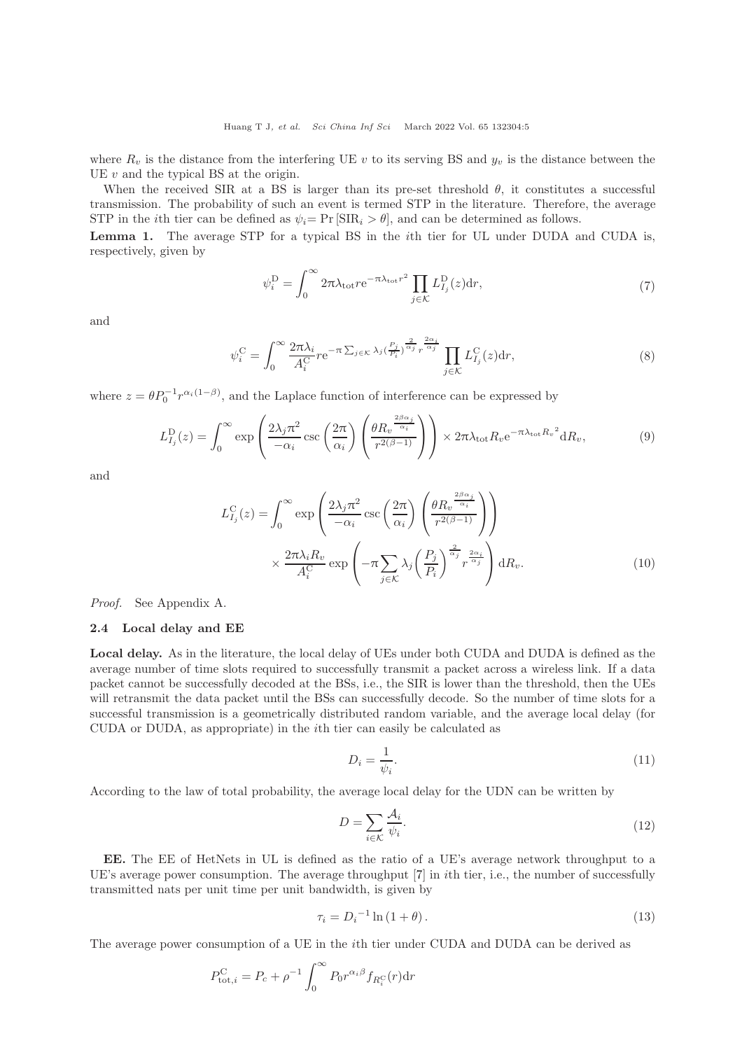where $R_v$ is the distance from the interfering UE $v$ to its serving BS and $y_v$ is the distance between the UE $v$ and the typical BS at the origin.

When the received SIR at a BS is larger than its pre-set threshold $\theta$, it constitutes a successful transmission. The probability of such an event is termed STP in the literature. Therefore, the average STP in the $i$th tier can be defined as $\psi_i = \Pr[\mathrm{SIR}_i > \theta]$, and can be determined as follows.

**Lemma 1.** The average STP for a typical BS in the $i$th tier for UL under DUDA and CUDA is, respectively, given by

$$\psi_i^{\mathrm{D}} = \int_0^\infty 2\pi\lambda_{\mathrm{tot}} r \mathrm{e}^{-\pi\lambda_{\mathrm{tot}} r^2} \prod_{j\in\mathcal{K}} L_{I_j}^{\mathrm{D}}(z)\mathrm{d}r, \tag{7}$$

and

$$\psi_i^{\mathrm{C}} = \int_0^\infty \frac{2\pi\lambda_i}{A_i^{\mathrm{C}}} r \mathrm{e}^{-\pi\sum_{j\in\mathcal{K}}\lambda_j\left(\frac{P_j}{P_i}\right)^{\frac{2}{\alpha_j}} r^{\frac{2\alpha_i}{\alpha_j}}} \prod_{j\in\mathcal{K}} L_{I_j}^{\mathrm{C}}(z)\mathrm{d}r, \tag{8}$$

where $z = \theta P_0^{-1} r^{\alpha_i(1-\beta)}$, and the Laplace function of interference can be expressed by

$$L_{I_j}^{\mathrm{D}}(z) = \int_0^\infty \exp\left(\frac{2\lambda_j\pi^2}{-\alpha_i}\csc\left(\frac{2\pi}{\alpha_i}\right)\left(\frac{\theta R_v^{\frac{2\beta\alpha_j}{\alpha_i}}}{r^{2(\beta-1)}}\right)\right) \times 2\pi\lambda_{\mathrm{tot}} R_v \mathrm{e}^{-\pi\lambda_{\mathrm{tot}} {R_v}^2}\mathrm{d}R_v, \tag{9}$$

and

$$\begin{aligned} L_{I_j}^{\mathrm{C}}(z) = \int_0^\infty &\exp\left(\frac{2\lambda_j\pi^2}{-\alpha_i}\csc\left(\frac{2\pi}{\alpha_i}\right)\left(\frac{\theta R_v^{\frac{2\beta\alpha_j}{\alpha_i}}}{r^{2(\beta-1)}}\right)\right) \\ &\times \frac{2\pi\lambda_i R_v}{A_i^{\mathrm{C}}} \exp\left(-\pi\sum_{j\in\mathcal{K}}\lambda_j\left(\frac{P_j}{P_i}\right)^{\frac{2}{\alpha_j}} r^{\frac{2\alpha_i}{\alpha_j}}\right)\mathrm{d}R_v. \end{aligned} \tag{10}$$

*Proof.* See Appendix A.

### 2.4 Local delay and EE

**Local delay.** As in the literature, the local delay of UEs under both CUDA and DUDA is defined as the average number of time slots required to successfully transmit a packet across a wireless link. If a data packet cannot be successfully decoded at the BSs, i.e., the SIR is lower than the threshold, then the UEs will retransmit the data packet until the BSs can successfully decode. So the number of time slots for a successful transmission is a geometrically distributed random variable, and the average local delay (for CUDA or DUDA, as appropriate) in the $i$th tier can easily be calculated as

$$D_i = \frac{1}{\psi_i}. \tag{11}$$

According to the law of total probability, the average local delay for the UDN can be written by

$$D = \sum_{i\in\mathcal{K}} \frac{\mathcal{A}_i}{\psi_i}. \tag{12}$$

**EE.** The EE of HetNets in UL is defined as the ratio of a UE's average network throughput to a UE's average power consumption. The average throughput [7] in $i$th tier, i.e., the number of successfully transmitted nats per unit time per unit bandwidth, is given by

$$\tau_i = {D_i}^{-1}\ln(1+\theta). \tag{13}$$

The average power consumption of a UE in the $i$th tier under CUDA and DUDA can be derived as

$$P_{\mathrm{tot},i}^{\mathrm{C}} = P_c + \rho^{-1}\int_0^\infty P_0 r^{\alpha_i\beta} f_{R_i^{\mathrm{C}}}(r)\mathrm{d}r$$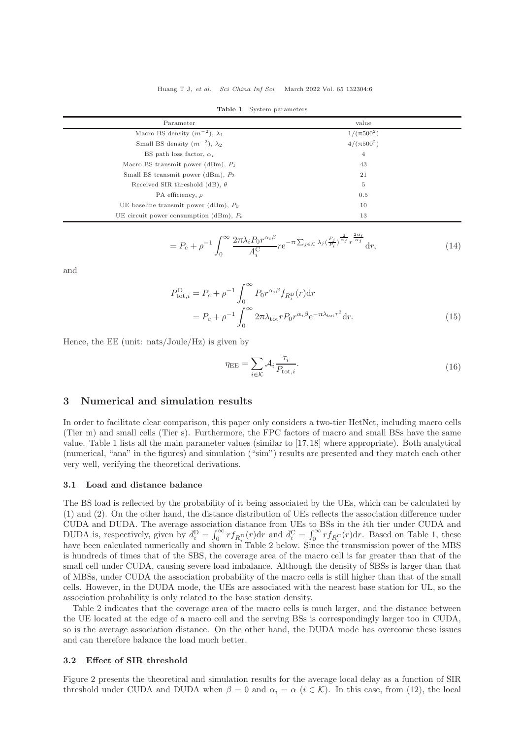**Table 1** System parameters

| Parameter | value |
|---|---|
| Macro BS density ($m^{-2}$), $\lambda_1$ | $1/(\pi 500^2)$ |
| Small BS density ($m^{-2}$), $\lambda_2$ | $4/(\pi 500^2)$ |
| BS path loss factor, $\alpha_i$ | 4 |
| Macro BS transmit power (dBm), $P_1$ | 43 |
| Small BS transmit power (dBm), $P_2$ | 21 |
| Received SIR threshold (dB), $\theta$ | 5 |
| PA efficiency, $\rho$ | 0.5 |
| UE baseline transmit power (dBm), $P_0$ | 10 |
| UE circuit power consumption (dBm), $P_c$ | 13 |

$$= P_c + \rho^{-1} \int_0^\infty \frac{2\pi\lambda_i P_0 r^{\alpha_i \beta}}{A_i^{\mathrm{C}}} r \mathrm{e}^{-\pi \sum_{j\in\mathcal{K}} \lambda_j (\frac{P_j}{P_i})^{\frac{2}{\alpha_j}} r^{\frac{2\alpha_i}{\alpha_j}}} \mathrm{d}r, \tag{14}$$

and

$$\begin{aligned} P_{\mathrm{tot},i}^{\mathrm{D}} &= P_c + \rho^{-1} \int_0^\infty P_0 r^{\alpha_i \beta} f_{R_i^{\mathrm{D}}}(r) \mathrm{d}r \\ &= P_c + \rho^{-1} \int_0^\infty 2\pi\lambda_{\mathrm{tot}} r P_0 r^{\alpha_i \beta} \mathrm{e}^{-\pi\lambda_{\mathrm{tot}} r^2} \mathrm{d}r. \end{aligned} \tag{15}$$

Hence, the EE (unit: nats/Joule/Hz) is given by

$$\eta_{\mathrm{EE}} = \sum_{i\in\mathcal{K}} \mathcal{A}_i \frac{\tau_i}{P_{\mathrm{tot},i}}. \tag{16}$$

## 3 Numerical and simulation results

In order to facilitate clear comparison, this paper only considers a two-tier HetNet, including macro cells (Tier m) and small cells (Tier s). Furthermore, the FPC factors of macro and small BSs have the same value. Table 1 lists all the main parameter values (similar to [17,18] where appropriate). Both analytical (numerical, "ana" in the figures) and simulation ("sim") results are presented and they match each other very well, verifying the theoretical derivations.

### 3.1 Load and distance balance

The BS load is reflected by the probability of it being associated by the UEs, which can be calculated by (1) and (2). On the other hand, the distance distribution of UEs reflects the association difference under CUDA and DUDA. The average association distance from UEs to BSs in the $i$th tier under CUDA and DUDA is, respectively, given by $\bar{d}_i^{\mathrm{D}} = \int_0^\infty r f_{R_i^{\mathrm{D}}}(r)\mathrm{d}r$ and $\bar{d}_i^{\mathrm{C}} = \int_0^\infty r f_{R_i^{\mathrm{C}}}(r)\mathrm{d}r$. Based on Table 1, these have been calculated numerically and shown in Table 2 below. Since the transmission power of the MBS is hundreds of times that of the SBS, the coverage area of the macro cell is far greater than that of the small cell under CUDA, causing severe load imbalance. Although the density of SBSs is larger than that of MBSs, under CUDA the association probability of the macro cells is still higher than that of the small cells. However, in the DUDA mode, the UEs are associated with the nearest base station for UL, so the association probability is only related to the base station density.

Table 2 indicates that the coverage area of the macro cells is much larger, and the distance between the UE located at the edge of a macro cell and the serving BSs is correspondingly larger too in CUDA, so is the average association distance. On the other hand, the DUDA mode has overcome these issues and can therefore balance the load much better.

### 3.2 Effect of SIR threshold

Figure 2 presents the theoretical and simulation results for the average local delay as a function of SIR threshold under CUDA and DUDA when $\beta = 0$ and $\alpha_i = \alpha$ ($i \in \mathcal{K}$). In this case, from (12), the local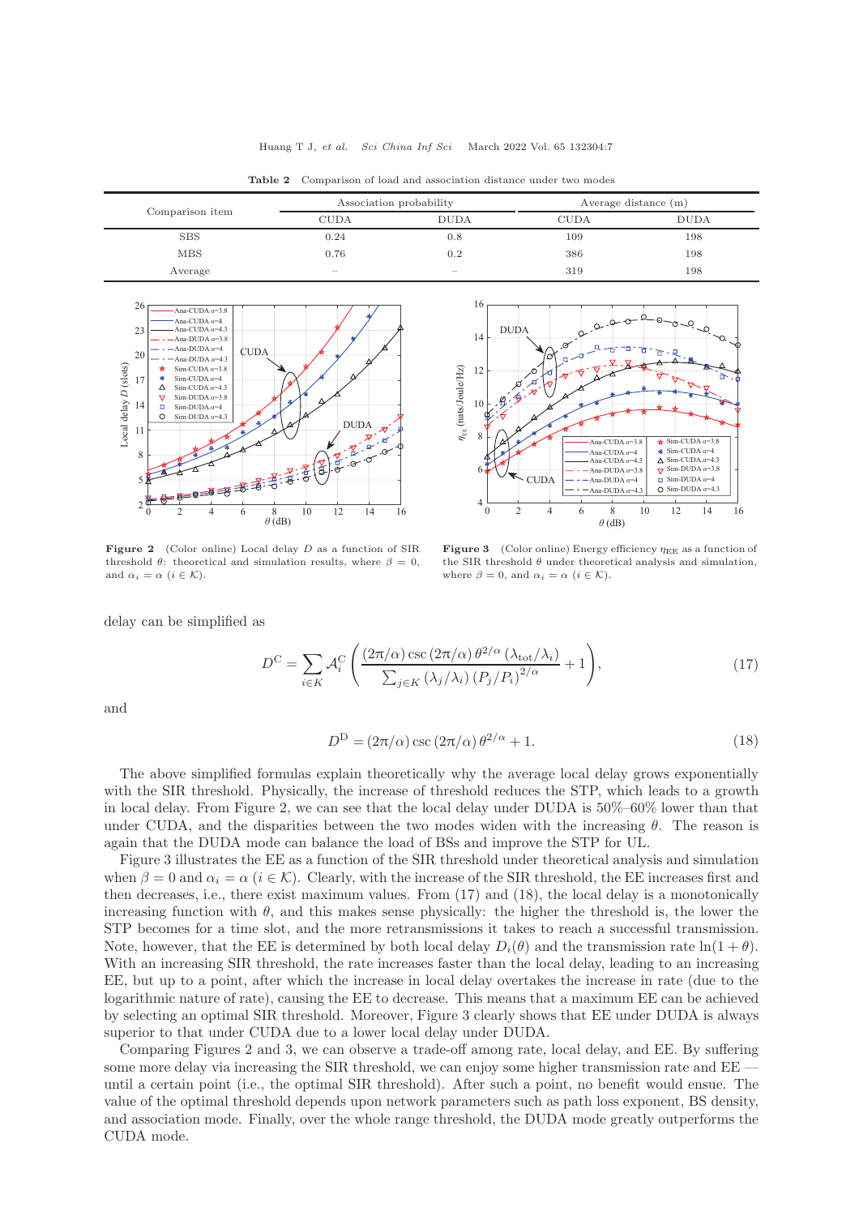**Table 2** Comparison of load and association distance under two modes

| Comparison item | Association probability | | Average distance (m) | |
|---|---|---|---|---|
| | CUDA | DUDA | CUDA | DUDA |
| SBS | 0.24 | 0.8 | 109 | 198 |
| MBS | 0.76 | 0.2 | 386 | 198 |
| Average | – | – | 319 | 198 |

**Figure 2** (Color online) Local delay $D$ as a function of SIR threshold $\theta$: theoretical and simulation results, where $\beta = 0$, and $\alpha_i = \alpha$ $(i \in \mathcal{K})$.

**Figure 3** (Color online) Energy efficiency $\eta_{\rm EE}$ as a function of the SIR threshold $\theta$ under theoretical analysis and simulation, where $\beta = 0$, and $\alpha_i = \alpha$ $(i \in \mathcal{K})$.

delay can be simplified as

$$D^{\rm C} = \sum_{i \in K} \mathcal{A}_i^{\rm C} \left( \frac{(2\pi/\alpha)\csc(2\pi/\alpha)\,\theta^{2/\alpha}\,(\lambda_{\rm tot}/\lambda_i)}{\sum_{j\in K}(\lambda_j/\lambda_i)\,(P_j/P_i)^{2/\alpha}} + 1 \right), \tag{17}$$

and

$$D^{\rm D} = (2\pi/\alpha)\csc(2\pi/\alpha)\,\theta^{2/\alpha} + 1. \tag{18}$$

The above simplified formulas explain theoretically why the average local delay grows exponentially with the SIR threshold. Physically, the increase of threshold reduces the STP, which leads to a growth in local delay. From Figure 2, we can see that the local delay under DUDA is 50%–60% lower than that under CUDA, and the disparities between the two modes widen with the increasing $\theta$. The reason is again that the DUDA mode can balance the load of BSs and improve the STP for UL.

Figure 3 illustrates the EE as a function of the SIR threshold under theoretical analysis and simulation when $\beta = 0$ and $\alpha_i = \alpha$ $(i \in \mathcal{K})$. Clearly, with the increase of the SIR threshold, the EE increases first and then decreases, i.e., there exist maximum values. From (17) and (18), the local delay is a monotonically increasing function with $\theta$, and this makes sense physically: the higher the threshold is, the lower the STP becomes for a time slot, and the more retransmissions it takes to reach a successful transmission. Note, however, that the EE is determined by both local delay $D_i(\theta)$ and the transmission rate $\ln(1+\theta)$. With an increasing SIR threshold, the rate increases faster than the local delay, leading to an increasing EE, but up to a point, after which the increase in local delay overtakes the increase in rate (due to the logarithmic nature of rate), causing the EE to decrease. This means that a maximum EE can be achieved by selecting an optimal SIR threshold. Moreover, Figure 3 clearly shows that EE under DUDA is always superior to that under CUDA due to a lower local delay under DUDA.

Comparing Figures 2 and 3, we can observe a trade-off among rate, local delay, and EE. By suffering some more delay via increasing the SIR threshold, we can enjoy some higher transmission rate and EE — until a certain point (i.e., the optimal SIR threshold). After such a point, no benefit would ensue. The value of the optimal threshold depends upon network parameters such as path loss exponent, BS density, and association mode. Finally, over the whole range threshold, the DUDA mode greatly outperforms the CUDA mode.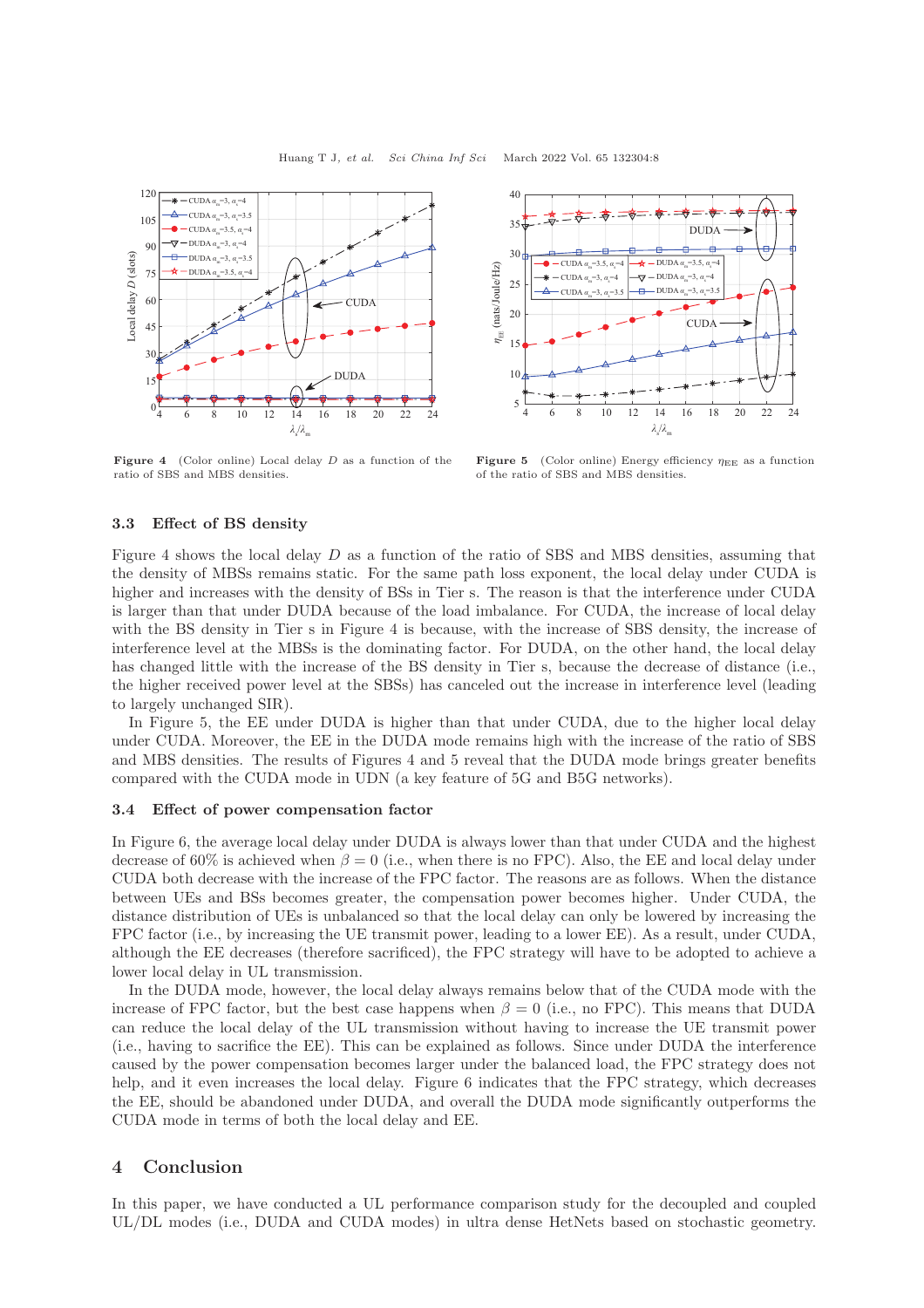Figure 4 (Color online) Local delay $D$ as a function of the ratio of SBS and MBS densities.

Figure 5 (Color online) Energy efficiency $\eta_{\rm EE}$ as a function of the ratio of SBS and MBS densities.

### 3.3 Effect of BS density

Figure 4 shows the local delay $D$ as a function of the ratio of SBS and MBS densities, assuming that the density of MBSs remains static. For the same path loss exponent, the local delay under CUDA is higher and increases with the density of BSs in Tier s. The reason is that the interference under CUDA is larger than that under DUDA because of the load imbalance. For CUDA, the increase of local delay with the BS density in Tier s in Figure 4 is because, with the increase of SBS density, the increase of interference level at the MBSs is the dominating factor. For DUDA, on the other hand, the local delay has changed little with the increase of the BS density in Tier s, because the decrease of distance (i.e., the higher received power level at the SBSs) has canceled out the increase in interference level (leading to largely unchanged SIR).

In Figure 5, the EE under DUDA is higher than that under CUDA, due to the higher local delay under CUDA. Moreover, the EE in the DUDA mode remains high with the increase of the ratio of SBS and MBS densities. The results of Figures 4 and 5 reveal that the DUDA mode brings greater benefits compared with the CUDA mode in UDN (a key feature of 5G and B5G networks).

### 3.4 Effect of power compensation factor

In Figure 6, the average local delay under DUDA is always lower than that under CUDA and the highest decrease of 60% is achieved when $\beta = 0$ (i.e., when there is no FPC). Also, the EE and local delay under CUDA both decrease with the increase of the FPC factor. The reasons are as follows. When the distance between UEs and BSs becomes greater, the compensation power becomes higher. Under CUDA, the distance distribution of UEs is unbalanced so that the local delay can only be lowered by increasing the FPC factor (i.e., by increasing the UE transmit power, leading to a lower EE). As a result, under CUDA, although the EE decreases (therefore sacrificed), the FPC strategy will have to be adopted to achieve a lower local delay in UL transmission.

In the DUDA mode, however, the local delay always remains below that of the CUDA mode with the increase of FPC factor, but the best case happens when $\beta = 0$ (i.e., no FPC). This means that DUDA can reduce the local delay of the UL transmission without having to increase the UE transmit power (i.e., having to sacrifice the EE). This can be explained as follows. Since under DUDA the interference caused by the power compensation becomes larger under the balanced load, the FPC strategy does not help, and it even increases the local delay. Figure 6 indicates that the FPC strategy, which decreases the EE, should be abandoned under DUDA, and overall the DUDA mode significantly outperforms the CUDA mode in terms of both the local delay and EE.

## 4 Conclusion

In this paper, we have conducted a UL performance comparison study for the decoupled and coupled UL/DL modes (i.e., DUDA and CUDA modes) in ultra dense HetNets based on stochastic geometry.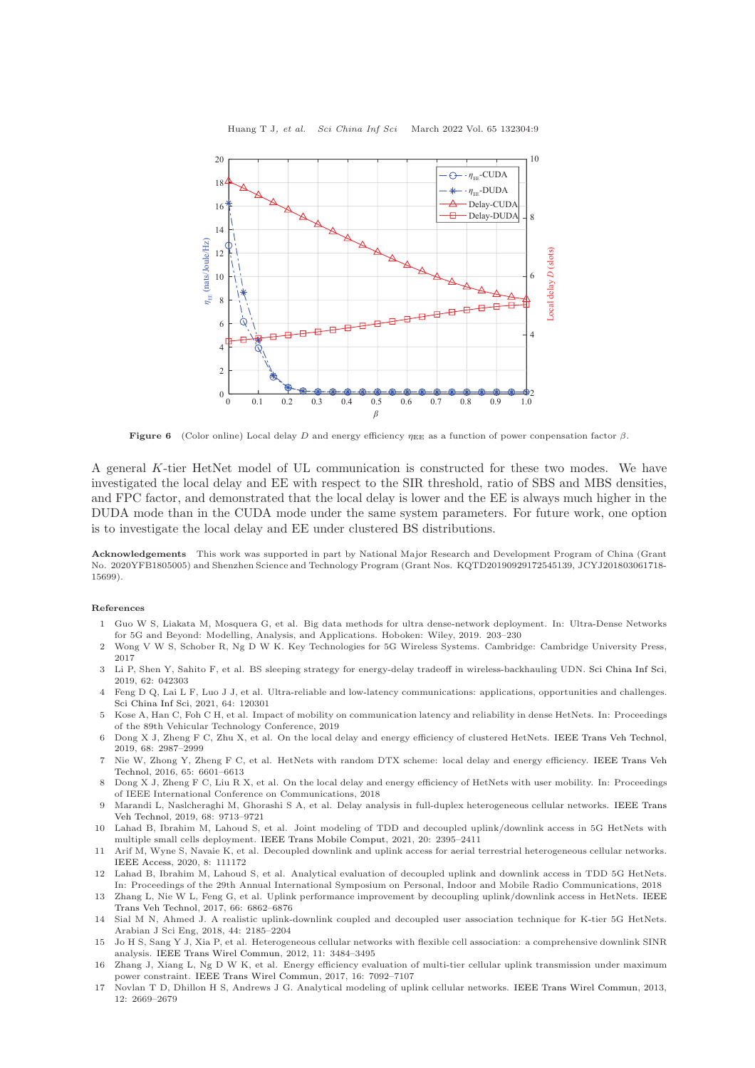**Figure 6** (Color online) Local delay $D$ and energy efficiency $\eta_{\rm EE}$ as a function of power conpensation factor $\beta$.

A general $K$-tier HetNet model of UL communication is constructed for these two modes. We have investigated the local delay and EE with respect to the SIR threshold, ratio of SBS and MBS densities, and FPC factor, and demonstrated that the local delay is lower and the EE is always much higher in the DUDA mode than in the CUDA mode under the same system parameters. For future work, one option is to investigate the local delay and EE under clustered BS distributions.

**Acknowledgements** This work was supported in part by National Major Research and Development Program of China (Grant No. 2020YFB1805005) and Shenzhen Science and Technology Program (Grant Nos. KQTD20190929172545139, JCYJ201803061718-15699).

**References**

1. Guo W S, Liakata M, Mosquera G, et al. Big data methods for ultra dense-network deployment. In: Ultra-Dense Networks for 5G and Beyond: Modelling, Analysis, and Applications. Hoboken: Wiley, 2019. 203–230
2. Wong V W S, Schober R, Ng D W K. Key Technologies for 5G Wireless Systems. Cambridge: Cambridge University Press, 2017
3. Li P, Shen Y, Sahito F, et al. BS sleeping strategy for energy-delay tradeoff in wireless-backhauling UDN. Sci China Inf Sci, 2019, 62: 042303
4. Feng D Q, Lai L F, Luo J J, et al. Ultra-reliable and low-latency communications: applications, opportunities and challenges. Sci China Inf Sci, 2021, 64: 120301
5. Kose A, Han C, Foh C H, et al. Impact of mobility on communication latency and reliability in dense HetNets. In: Proceedings of the 89th Vehicular Technology Conference, 2019
6. Dong X J, Zheng F C, Zhu X, et al. On the local delay and energy efficiency of clustered HetNets. IEEE Trans Veh Technol, 2019, 68: 2987–2999
7. Nie W, Zhong Y, Zheng F C, et al. HetNets with random DTX scheme: local delay and energy efficiency. IEEE Trans Veh Technol, 2016, 65: 6601–6613
8. Dong X J, Zheng F C, Liu R X, et al. On the local delay and energy efficiency of HetNets with user mobility. In: Proceedings of IEEE International Conference on Communications, 2018
9. Marandi L, Naslcheraghi M, Ghorashi S A, et al. Delay analysis in full-duplex heterogeneous cellular networks. IEEE Trans Veh Technol, 2019, 68: 9713–9721
10. Lahad B, Ibrahim M, Lahoud S, et al. Joint modeling of TDD and decoupled uplink/downlink access in 5G HetNets with multiple small cells deployment. IEEE Trans Mobile Comput, 2021, 20: 2395–2411
11. Arif M, Wyne S, Navaie K, et al. Decoupled downlink and uplink access for aerial terrestrial heterogeneous cellular networks. IEEE Access, 2020, 8: 111172
12. Lahad B, Ibrahim M, Lahoud S, et al. Analytical evaluation of decoupled uplink and downlink access in TDD 5G HetNets. In: Proceedings of the 29th Annual International Symposium on Personal, Indoor and Mobile Radio Communications, 2018
13. Zhang L, Nie W L, Feng G, et al. Uplink performance improvement by decoupling uplink/downlink access in HetNets. IEEE Trans Veh Technol, 2017, 66: 6862–6876
14. Sial M N, Ahmed J. A realistic uplink-downlink coupled and decoupled user association technique for K-tier 5G HetNets. Arabian J Sci Eng, 2018, 44: 2185–2204
15. Jo H S, Sang Y J, Xia P, et al. Heterogeneous cellular networks with flexible cell association: a comprehensive downlink SINR analysis. IEEE Trans Wirel Commun, 2012, 11: 3484–3495
16. Zhang J, Xiang L, Ng D W K, et al. Energy efficiency evaluation of multi-tier cellular uplink transmission under maximum power constraint. IEEE Trans Wirel Commun, 2017, 16: 7092–7107
17. Novlan T D, Dhillon H S, Andrews J G. Analytical modeling of uplink cellular networks. IEEE Trans Wirel Commun, 2013, 12: 2669–2679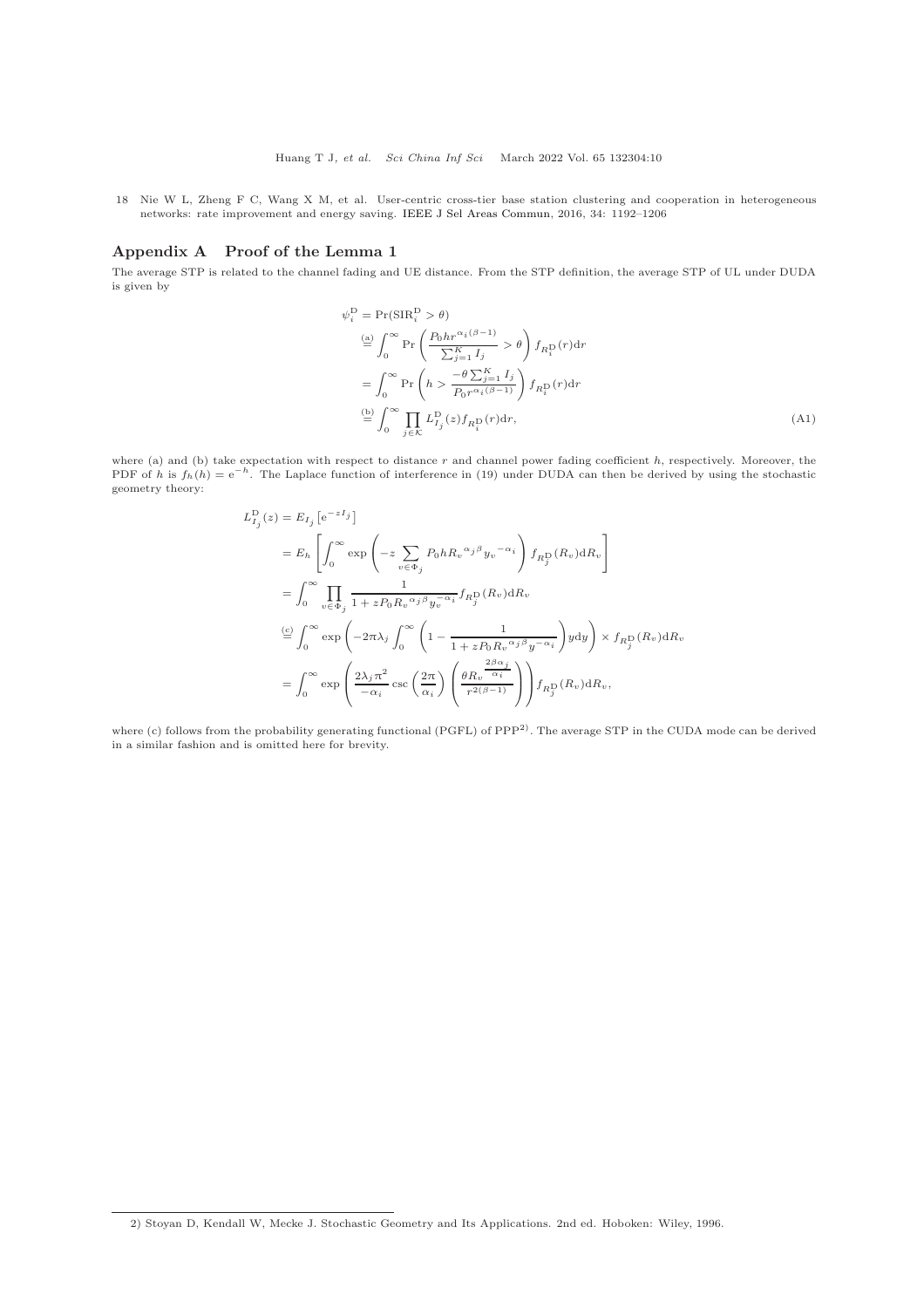18 Nie W L, Zheng F C, Wang X M, et al. User-centric cross-tier base station clustering and cooperation in heterogeneous networks: rate improvement and energy saving. IEEE J Sel Areas Commun, 2016, 34: 1192–1206

## Appendix A Proof of the Lemma 1

The average STP is related to the channel fading and UE distance. From the STP definition, the average STP of UL under DUDA is given by

$$
\begin{aligned}
\psi_i^{\mathrm{D}} &= \Pr(\mathrm{SIR}_i^{\mathrm{D}} > \theta) \\
&\overset{(a)}{=} \int_0^{\infty} \Pr\left(\frac{P_0 h r^{\alpha_i(\beta-1)}}{\sum_{j=1}^{K} I_j} > \theta\right) f_{R_i^{\mathrm{D}}}(r)\mathrm{d}r \\
&= \int_0^{\infty} \Pr\left(h > \frac{-\theta \sum_{j=1}^{K} I_j}{P_0 r^{\alpha_i(\beta-1)}}\right) f_{R_i^{\mathrm{D}}}(r)\mathrm{d}r \\
&\overset{(b)}{=} \int_0^{\infty} \prod_{j\in\mathcal{K}} L_{I_j}^{\mathrm{D}}(z) f_{R_i^{\mathrm{D}}}(r)\mathrm{d}r,
\end{aligned} \tag{A1}
$$

where (a) and (b) take expectation with respect to distance $r$ and channel power fading coefficient $h$, respectively. Moreover, the PDF of $h$ is $f_h(h) = \mathrm{e}^{-h}$. The Laplace function of interference in (19) under DUDA can then be derived by using the stochastic geometry theory:

$$
\begin{aligned}
L_{I_j}^{\mathrm{D}}(z) &= E_{I_j}\left[\mathrm{e}^{-zI_j}\right] \\
&= E_h\left[\int_0^{\infty} \exp\left(-z \sum_{v\in\Phi_j} P_0 h {R_v}^{\alpha_j\beta} {y_v}^{-\alpha_i}\right) f_{R_j^{\mathrm{D}}}(R_v)\mathrm{d}R_v\right] \\
&= \int_0^{\infty} \prod_{v\in\Phi_j} \frac{1}{1 + zP_0 {R_v}^{\alpha_j\beta} {y_v}^{-\alpha_i}} f_{R_j^{\mathrm{D}}}(R_v)\mathrm{d}R_v \\
&\overset{(c)}{=} \int_0^{\infty} \exp\left(-2\pi\lambda_j \int_0^{\infty}\left(1 - \frac{1}{1 + zP_0 {R_v}^{\alpha_j\beta} y^{-\alpha_i}}\right) y\mathrm{d}y\right) \times f_{R_j^{\mathrm{D}}}(R_v)\mathrm{d}R_v \\
&= \int_0^{\infty} \exp\left(\frac{2\lambda_j \pi^2}{-\alpha_i} \csc\left(\frac{2\pi}{\alpha_i}\right)\left(\frac{\theta {R_v}^{\frac{2\beta\alpha_j}{\alpha_i}}}{r^{2(\beta-1)}}\right)\right) f_{R_j^{\mathrm{D}}}(R_v)\mathrm{d}R_v,
\end{aligned}
$$

where (c) follows from the probability generating functional (PGFL) of PPP[2]. The average STP in the CUDA mode can be derived in a similar fashion and is omitted here for brevity.

2) Stoyan D, Kendall W, Mecke J. Stochastic Geometry and Its Applications. 2nd ed. Hoboken: Wiley, 1996.